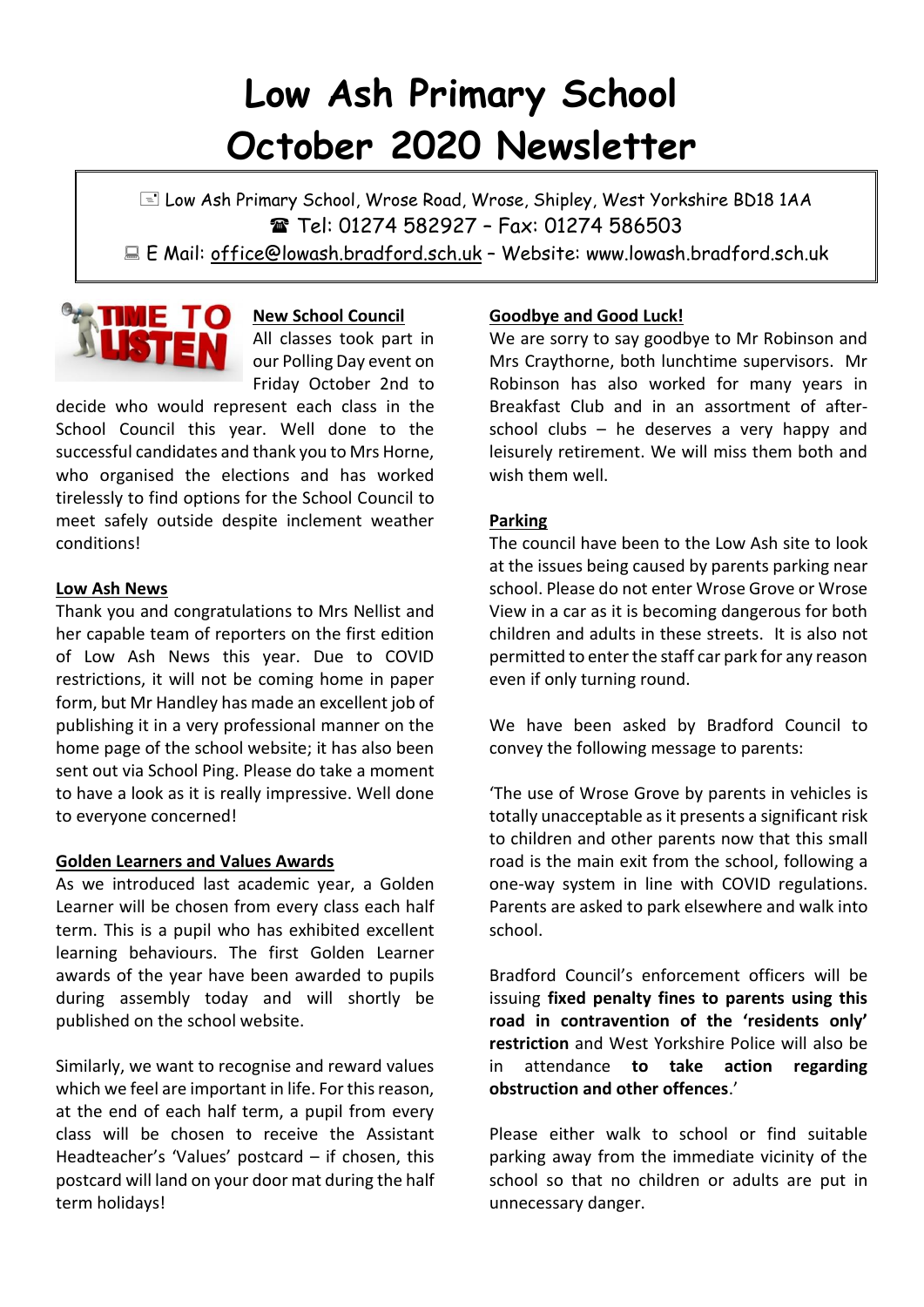# Low Ash Primary School
# October 2020 Newsletter

Low Ash Primary School, Wrose Road, Wrose, Shipley, West Yorkshire BD18 1AA
Tel: 01274 582927 – Fax: 01274 586503
E Mail: office@lowash.bradford.sch.uk – Website: www.lowash.bradford.sch.uk

## New School Council

All classes took part in our Polling Day event on Friday October 2nd to decide who would represent each class in the School Council this year. Well done to the successful candidates and thank you to Mrs Horne, who organised the elections and has worked tirelessly to find options for the School Council to meet safely outside despite inclement weather conditions!

## Low Ash News

Thank you and congratulations to Mrs Nellist and her capable team of reporters on the first edition of Low Ash News this year. Due to COVID restrictions, it will not be coming home in paper form, but Mr Handley has made an excellent job of publishing it in a very professional manner on the home page of the school website; it has also been sent out via School Ping. Please do take a moment to have a look as it is really impressive. Well done to everyone concerned!

## Golden Learners and Values Awards

As we introduced last academic year, a Golden Learner will be chosen from every class each half term. This is a pupil who has exhibited excellent learning behaviours. The first Golden Learner awards of the year have been awarded to pupils during assembly today and will shortly be published on the school website.

Similarly, we want to recognise and reward values which we feel are important in life. For this reason, at the end of each half term, a pupil from every class will be chosen to receive the Assistant Headteacher's 'Values' postcard – if chosen, this postcard will land on your door mat during the half term holidays!

## Goodbye and Good Luck!

We are sorry to say goodbye to Mr Robinson and Mrs Craythorne, both lunchtime supervisors. Mr Robinson has also worked for many years in Breakfast Club and in an assortment of after-school clubs – he deserves a very happy and leisurely retirement. We will miss them both and wish them well.

## Parking

The council have been to the Low Ash site to look at the issues being caused by parents parking near school. Please do not enter Wrose Grove or Wrose View in a car as it is becoming dangerous for both children and adults in these streets. It is also not permitted to enter the staff car park for any reason even if only turning round.

We have been asked by Bradford Council to convey the following message to parents:

'The use of Wrose Grove by parents in vehicles is totally unacceptable as it presents a significant risk to children and other parents now that this small road is the main exit from the school, following a one-way system in line with COVID regulations. Parents are asked to park elsewhere and walk into school.

Bradford Council's enforcement officers will be issuing **fixed penalty fines to parents using this road in contravention of the 'residents only' restriction** and West Yorkshire Police will also be in attendance **to take action regarding obstruction and other offences**.'

Please either walk to school or find suitable parking away from the immediate vicinity of the school so that no children or adults are put in unnecessary danger.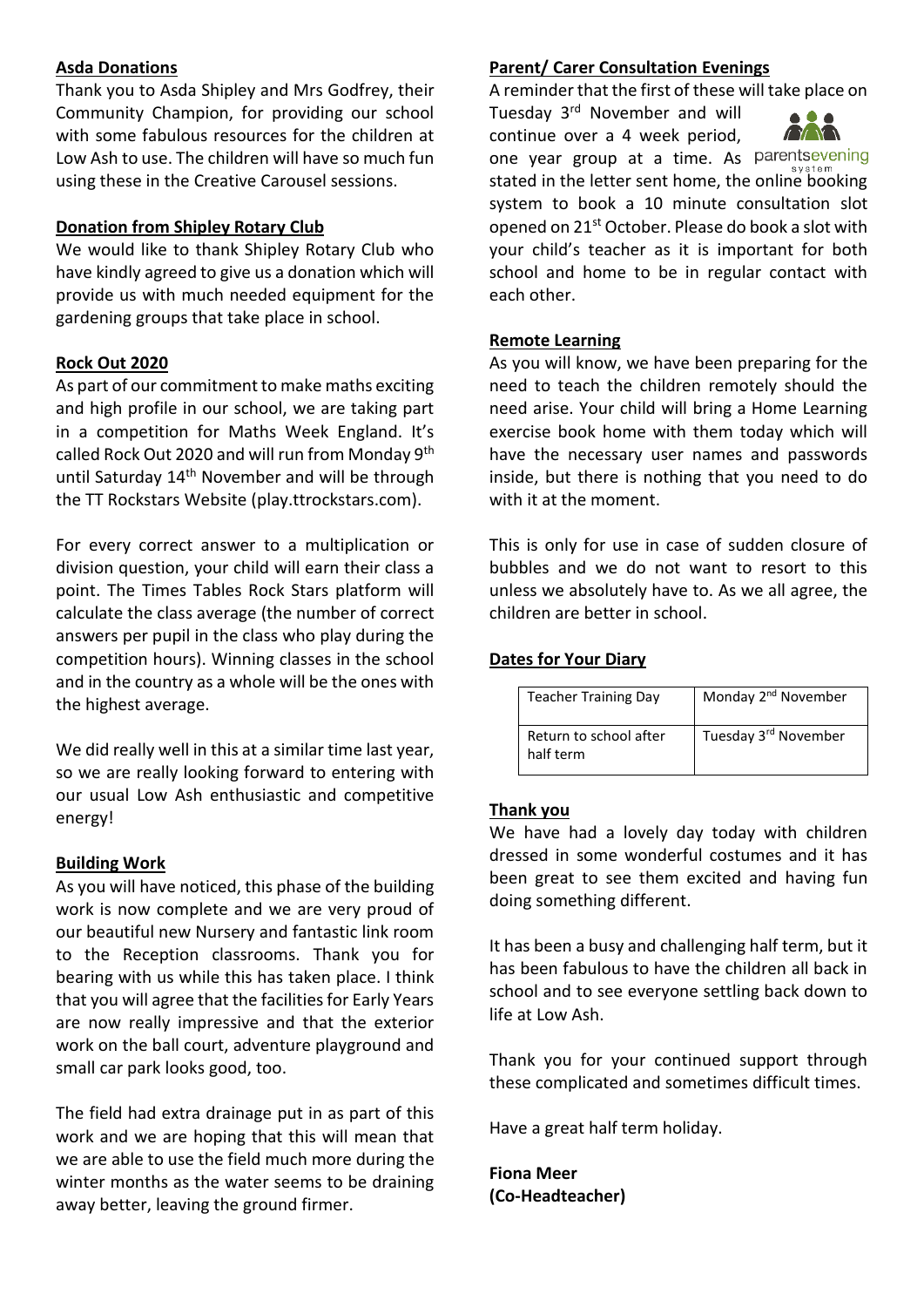**Asda Donations**

Thank you to Asda Shipley and Mrs Godfrey, their Community Champion, for providing our school with some fabulous resources for the children at Low Ash to use. The children will have so much fun using these in the Creative Carousel sessions.

**Donation from Shipley Rotary Club**

We would like to thank Shipley Rotary Club who have kindly agreed to give us a donation which will provide us with much needed equipment for the gardening groups that take place in school.

**Rock Out 2020**

As part of our commitment to make maths exciting and high profile in our school, we are taking part in a competition for Maths Week England. It's called Rock Out 2020 and will run from Monday 9th until Saturday 14th November and will be through the TT Rockstars Website (play.ttrockstars.com).

For every correct answer to a multiplication or division question, your child will earn their class a point. The Times Tables Rock Stars platform will calculate the class average (the number of correct answers per pupil in the class who play during the competition hours). Winning classes in the school and in the country as a whole will be the ones with the highest average.

We did really well in this at a similar time last year, so we are really looking forward to entering with our usual Low Ash enthusiastic and competitive energy!

**Building Work**

As you will have noticed, this phase of the building work is now complete and we are very proud of our beautiful new Nursery and fantastic link room to the Reception classrooms. Thank you for bearing with us while this has taken place. I think that you will agree that the facilities for Early Years are now really impressive and that the exterior work on the ball court, adventure playground and small car park looks good, too.

The field had extra drainage put in as part of this work and we are hoping that this will mean that we are able to use the field much more during the winter months as the water seems to be draining away better, leaving the ground firmer.

**Parent/ Carer Consultation Evenings**

A reminder that the first of these will take place on Tuesday 3rd November and will continue over a 4 week period, one year group at a time. As stated in the letter sent home, the online booking system to book a 10 minute consultation slot opened on 21st October. Please do book a slot with your child's teacher as it is important for both school and home to be in regular contact with each other.

**Remote Learning**

As you will know, we have been preparing for the need to teach the children remotely should the need arise. Your child will bring a Home Learning exercise book home with them today which will have the necessary user names and passwords inside, but there is nothing that you need to do with it at the moment.

This is only for use in case of sudden closure of bubbles and we do not want to resort to this unless we absolutely have to. As we all agree, the children are better in school.

**Dates for Your Diary**

| | |
|---|---|
| Teacher Training Day | Monday 2nd November |
| Return to school after half term | Tuesday 3rd November |

**Thank you**

We have had a lovely day today with children dressed in some wonderful costumes and it has been great to see them excited and having fun doing something different.

It has been a busy and challenging half term, but it has been fabulous to have the children all back in school and to see everyone settling back down to life at Low Ash.

Thank you for your continued support through these complicated and sometimes difficult times.

Have a great half term holiday.

**Fiona Meer**
**(Co-Headteacher)**